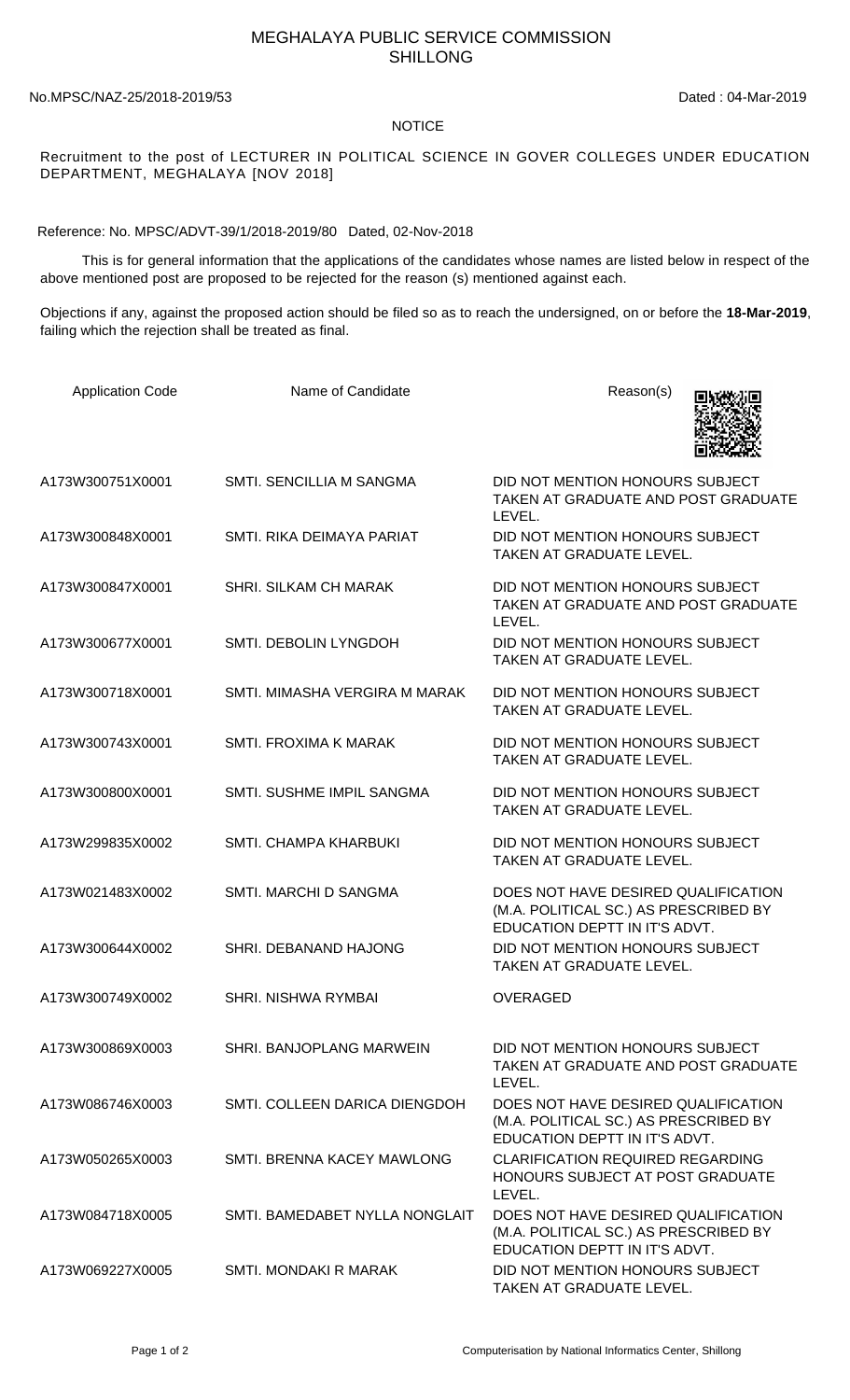# MEGHALAYA PUBLIC SERVICE COMMISSION
## SHILLONG

No.MPSC/NAZ-25/2018-2019/53 Dated : 04-Mar-2019

**NOTICE**

Recruitment to the post of LECTURER IN POLITICAL SCIENCE IN GOVER COLLEGES UNDER EDUCATION DEPARTMENT, MEGHALAYA [NOV 2018]

Reference: No. MPSC/ADVT-39/1/2018-2019/80 Dated, 02-Nov-2018

This is for general information that the applications of the candidates whose names are listed below in respect of the above mentioned post are proposed to be rejected for the reason (s) mentioned against each.

Objections if any, against the proposed action should be filed so as to reach the undersigned, on or before the **18-Mar-2019**, failing which the rejection shall be treated as final.

| Application Code | Name of Candidate | Reason(s) |
|---|---|---|
| A173W300751X0001 | SMTI. SENCILLIA M SANGMA | DID NOT MENTION HONOURS SUBJECT TAKEN AT GRADUATE AND POST GRADUATE LEVEL. |
| A173W300848X0001 | SMTI. RIKA DEIMAYA PARIAT | DID NOT MENTION HONOURS SUBJECT TAKEN AT GRADUATE LEVEL. |
| A173W300847X0001 | SHRI. SILKAM CH MARAK | DID NOT MENTION HONOURS SUBJECT TAKEN AT GRADUATE AND POST GRADUATE LEVEL. |
| A173W300677X0001 | SMTI. DEBOLIN LYNGDOH | DID NOT MENTION HONOURS SUBJECT TAKEN AT GRADUATE LEVEL. |
| A173W300718X0001 | SMTI. MIMASHA VERGIRA M MARAK | DID NOT MENTION HONOURS SUBJECT TAKEN AT GRADUATE LEVEL. |
| A173W300743X0001 | SMTI. FROXIMA K MARAK | DID NOT MENTION HONOURS SUBJECT TAKEN AT GRADUATE LEVEL. |
| A173W300800X0001 | SMTI. SUSHME IMPIL SANGMA | DID NOT MENTION HONOURS SUBJECT TAKEN AT GRADUATE LEVEL. |
| A173W299835X0002 | SMTI. CHAMPA KHARBUKI | DID NOT MENTION HONOURS SUBJECT TAKEN AT GRADUATE LEVEL. |
| A173W021483X0002 | SMTI. MARCHI D SANGMA | DOES NOT HAVE DESIRED QUALIFICATION (M.A. POLITICAL SC.) AS PRESCRIBED BY EDUCATION DEPTT IN IT'S ADVT. |
| A173W300644X0002 | SHRI. DEBANAND HAJONG | DID NOT MENTION HONOURS SUBJECT TAKEN AT GRADUATE LEVEL. |
| A173W300749X0002 | SHRI. NISHWA RYMBAI | OVERAGED |
| A173W300869X0003 | SHRI. BANJOPLANG MARWEIN | DID NOT MENTION HONOURS SUBJECT TAKEN AT GRADUATE AND POST GRADUATE LEVEL. |
| A173W086746X0003 | SMTI. COLLEEN DARICA DIENGDOH | DOES NOT HAVE DESIRED QUALIFICATION (M.A. POLITICAL SC.) AS PRESCRIBED BY EDUCATION DEPTT IN IT'S ADVT. |
| A173W050265X0003 | SMTI. BRENNA KACEY MAWLONG | CLARIFICATION REQUIRED REGARDING HONOURS SUBJECT AT POST GRADUATE LEVEL. |
| A173W084718X0005 | SMTI. BAMEDABET NYLLA NONGLAIT | DOES NOT HAVE DESIRED QUALIFICATION (M.A. POLITICAL SC.) AS PRESCRIBED BY EDUCATION DEPTT IN IT'S ADVT. |
| A173W069227X0005 | SMTI. MONDAKI R MARAK | DID NOT MENTION HONOURS SUBJECT TAKEN AT GRADUATE LEVEL. |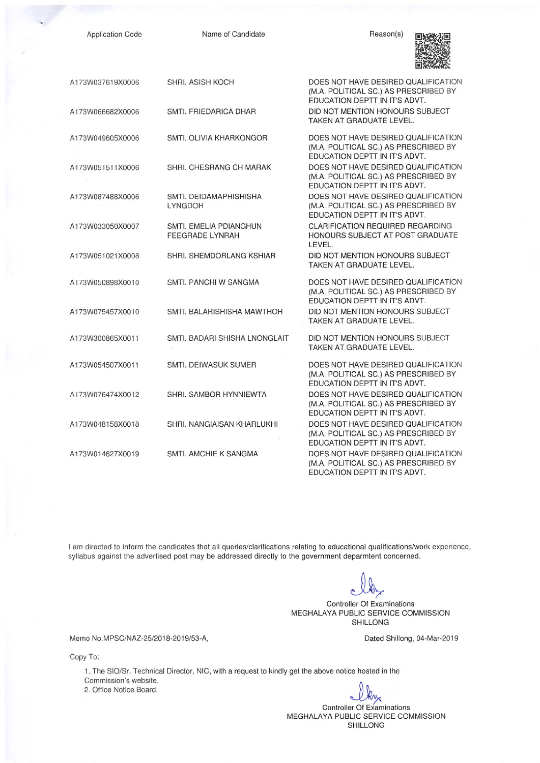| Application Code | Name of Candidate | Reason(s) |
| --- | --- | --- |
| A173W037619X0006 | SHRI. ASISH KOCH | DOES NOT HAVE DESIRED QUALIFICATION (M.A. POLITICAL SC.) AS PRESCRIBED BY EDUCATION DEPTT IN IT'S ADVT. |
| A173W066682X0006 | SMTI. FRIEDARICA DHAR | DID NOT MENTION HONOURS SUBJECT TAKEN AT GRADUATE LEVEL. |
| A173W049605X0006 | SMTI. OLIVIA KHARKONGOR | DOES NOT HAVE DESIRED QUALIFICATION (M.A. POLITICAL SC.) AS PRESCRIBED BY EDUCATION DEPTT IN IT'S ADVT. |
| A173W051511X0006 | SHRI. CHESRANG CH MARAK | DOES NOT HAVE DESIRED QUALIFICATION (M.A. POLITICAL SC.) AS PRESCRIBED BY EDUCATION DEPTT IN IT'S ADVT. |
| A173W087488X0006 | SMTI. DEIDAMAPHISHISHA LYNGDOH | DOES NOT HAVE DESIRED QUALIFICATION (M.A. POLITICAL SC.) AS PRESCRIBED BY EDUCATION DEPTT IN IT'S ADVT. |
| A173W033050X0007 | SMTI. EMELIA PDIANGHUN FEEGRADE LYNRAH | CLARIFICATION REQUIRED REGARDING HONOURS SUBJECT AT POST GRADUATE LEVEL. |
| A173W051021X0008 | SHRI. SHEMDORLANG KSHIAR | DID NOT MENTION HONOURS SUBJECT TAKEN AT GRADUATE LEVEL. |
| A173W050898X0010 | SMTI. PANCHI W SANGMA | DOES NOT HAVE DESIRED QUALIFICATION (M.A. POLITICAL SC.) AS PRESCRIBED BY EDUCATION DEPTT IN IT'S ADVT. |
| A173W075457X0010 | SMTI. BALARISHISHA MAWTHOH | DID NOT MENTION HONOURS SUBJECT TAKEN AT GRADUATE LEVEL. |
| A173W300865X0011 | SMTI. BADARI SHISHA LNONGLAIT | DID NOT MENTION HONOURS SUBJECT TAKEN AT GRADUATE LEVEL. |
| A173W054507X0011 | SMTI. DEIWASUK SUMER | DOES NOT HAVE DESIRED QUALIFICATION (M.A. POLITICAL SC.) AS PRESCRIBED BY EDUCATION DEPTT IN IT'S ADVT. |
| A173W076474X0012 | SHRI. SAMBOR HYNNIEWTA | DOES NOT HAVE DESIRED QUALIFICATION (M.A. POLITICAL SC.) AS PRESCRIBED BY EDUCATION DEPTT IN IT'S ADVT. |
| A173W048158X0018 | SHRI. NANGIAISAN KHARLUKHI | DOES NOT HAVE DESIRED QUALIFICATION (M.A. POLITICAL SC.) AS PRESCRIBED BY EDUCATION DEPTT IN IT'S ADVT. |
| A173W014627X0019 | SMTI. AMCHIE K SANGMA | DOES NOT HAVE DESIRED QUALIFICATION (M.A. POLITICAL SC.) AS PRESCRIBED BY EDUCATION DEPTT IN IT'S ADVT. |

I am directed to inform the candidates that all queries/clarifications relating to educational qualifications/work experience, syllabus against the advertised post may be addressed directly to the government deparmtent concerned.

Controller Of Examinations
MEGHALAYA PUBLIC SERVICE COMMISSION
SHILLONG

Memo No.MPSC/NAZ-25/2018-2019/53-A,

Dated Shillong, 04-Mar-2019

Copy To:

1. The SIO/Sr. Technical Director, NIC, with a request to kindly get the above notice hosted in the Commission's website.
2. Office Notice Board.

Controller Of Examinations
MEGHALAYA PUBLIC SERVICE COMMISSION
SHILLONG